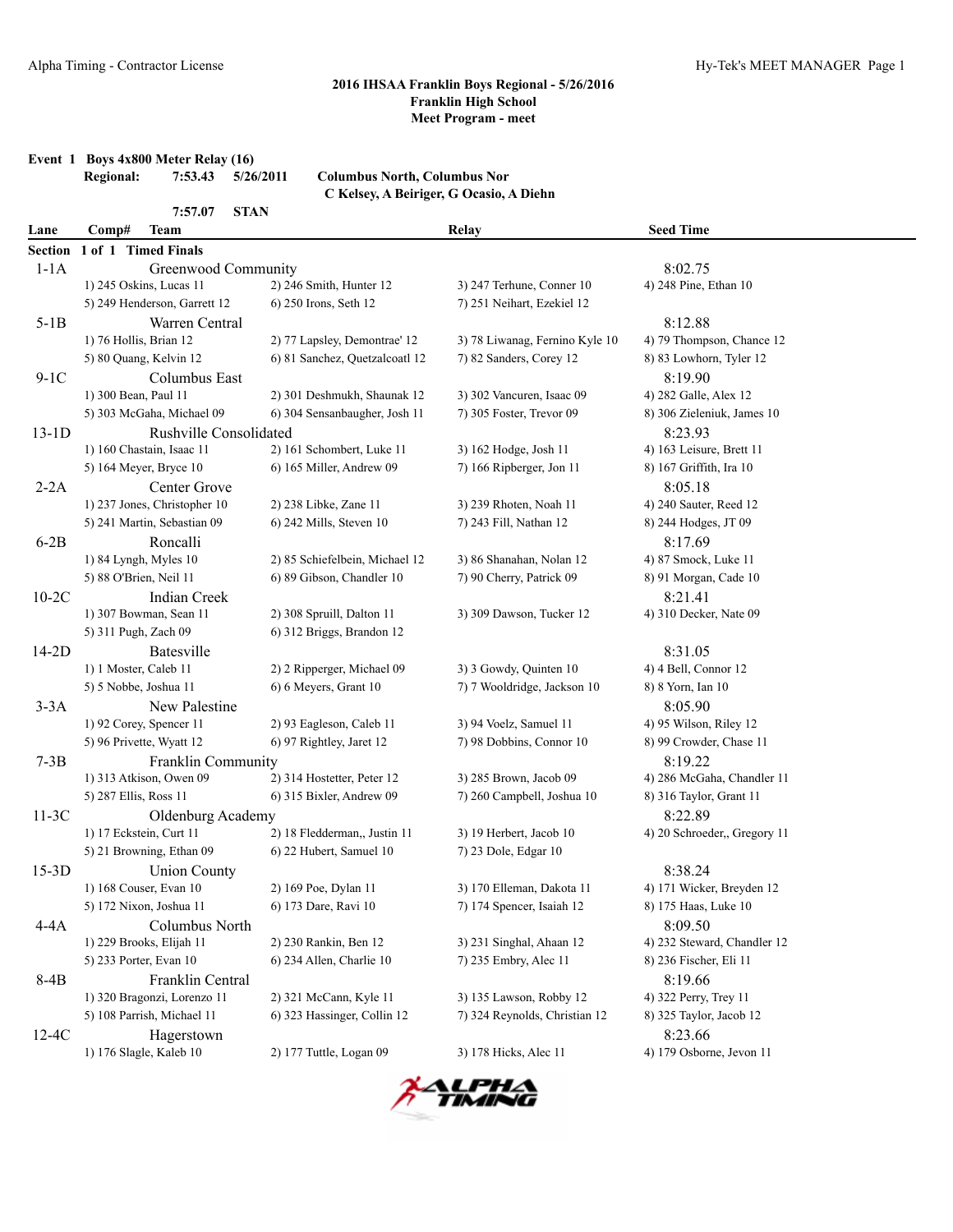**2016 IHSAA Franklin Boys Regional - 5/26/2016**
**Franklin High School**
**Meet Program - meet**

**Event 1 Boys 4x800 Meter Relay (16)**

**Regional: 7:53.43 5/26/2011 Columbus North, Columbus Nor**
**C Kelsey, A Beiriger, G Ocasio, A Diehn**

**7:57.07 STAN**

| Lane | Comp# Team | Relay | Seed Time |
|---|---|---|---|

**Section 1 of 1 Timed Finals**

| Lane | Team | | | Seed Time |
|---|---|---|---|---|
| 1-1A | Greenwood Community | | | 8:02.75 |
| | 1) 245 Oskins, Lucas 11 | 2) 246 Smith, Hunter 12 | 3) 247 Terhune, Conner 10 | 4) 248 Pine, Ethan 10 |
| | 5) 249 Henderson, Garrett 12 | 6) 250 Irons, Seth 12 | 7) 251 Neihart, Ezekiel 12 | |
| 5-1B | Warren Central | | | 8:12.88 |
| | 1) 76 Hollis, Brian 12 | 2) 77 Lapsley, Demontrae' 12 | 3) 78 Liwanag, Fernino Kyle 10 | 4) 79 Thompson, Chance 12 |
| | 5) 80 Quang, Kelvin 12 | 6) 81 Sanchez, Quetzalcoatl 12 | 7) 82 Sanders, Corey 12 | 8) 83 Lowhorn, Tyler 12 |
| 9-1C | Columbus East | | | 8:19.90 |
| | 1) 300 Bean, Paul 11 | 2) 301 Deshmukh, Shaunak 12 | 3) 302 Vancuren, Isaac 09 | 4) 282 Galle, Alex 12 |
| | 5) 303 McGaha, Michael 09 | 6) 304 Sensanbaugher, Josh 11 | 7) 305 Foster, Trevor 09 | 8) 306 Zieleniuk, James 10 |
| 13-1D | Rushville Consolidated | | | 8:23.93 |
| | 1) 160 Chastain, Isaac 11 | 2) 161 Schombert, Luke 11 | 3) 162 Hodge, Josh 11 | 4) 163 Leisure, Brett 11 |
| | 5) 164 Meyer, Bryce 10 | 6) 165 Miller, Andrew 09 | 7) 166 Ripberger, Jon 11 | 8) 167 Griffith, Ira 10 |
| 2-2A | Center Grove | | | 8:05.18 |
| | 1) 237 Jones, Christopher 10 | 2) 238 Libke, Zane 11 | 3) 239 Rhoten, Noah 11 | 4) 240 Sauter, Reed 12 |
| | 5) 241 Martin, Sebastian 09 | 6) 242 Mills, Steven 10 | 7) 243 Fill, Nathan 12 | 8) 244 Hodges, JT 09 |
| 6-2B | Roncalli | | | 8:17.69 |
| | 1) 84 Lyngh, Myles 10 | 2) 85 Schiefelbein, Michael 12 | 3) 86 Shanahan, Nolan 12 | 4) 87 Smock, Luke 11 |
| | 5) 88 O'Brien, Neil 11 | 6) 89 Gibson, Chandler 10 | 7) 90 Cherry, Patrick 09 | 8) 91 Morgan, Cade 10 |
| 10-2C | Indian Creek | | | 8:21.41 |
| | 1) 307 Bowman, Sean 11 | 2) 308 Spruill, Dalton 11 | 3) 309 Dawson, Tucker 12 | 4) 310 Decker, Nate 09 |
| | 5) 311 Pugh, Zach 09 | 6) 312 Briggs, Brandon 12 | | |
| 14-2D | Batesville | | | 8:31.05 |
| | 1) 1 Moster, Caleb 11 | 2) 2 Ripperger, Michael 09 | 3) 3 Gowdy, Quinten 10 | 4) 4 Bell, Connor 12 |
| | 5) 5 Nobbe, Joshua 11 | 6) 6 Meyers, Grant 10 | 7) 7 Wooldridge, Jackson 10 | 8) 8 Yorn, Ian 10 |
| 3-3A | New Palestine | | | 8:05.90 |
| | 1) 92 Corey, Spencer 11 | 2) 93 Eagleson, Caleb 11 | 3) 94 Voelz, Samuel 11 | 4) 95 Wilson, Riley 12 |
| | 5) 96 Privette, Wyatt 12 | 6) 97 Rightley, Jaret 12 | 7) 98 Dobbins, Connor 10 | 8) 99 Crowder, Chase 11 |
| 7-3B | Franklin Community | | | 8:19.22 |
| | 1) 313 Atkison, Owen 09 | 2) 314 Hostetter, Peter 12 | 3) 285 Brown, Jacob 09 | 4) 286 McGaha, Chandler 11 |
| | 5) 287 Ellis, Ross 11 | 6) 315 Bixler, Andrew 09 | 7) 260 Campbell, Joshua 10 | 8) 316 Taylor, Grant 11 |
| 11-3C | Oldenburg Academy | | | 8:22.89 |
| | 1) 17 Eckstein, Curt 11 | 2) 18 Fledderman,, Justin 11 | 3) 19 Herbert, Jacob 10 | 4) 20 Schroeder,, Gregory 11 |
| | 5) 21 Browning, Ethan 09 | 6) 22 Hubert, Samuel 10 | 7) 23 Dole, Edgar 10 | |
| 15-3D | Union County | | | 8:38.24 |
| | 1) 168 Couser, Evan 10 | 2) 169 Poe, Dylan 11 | 3) 170 Elleman, Dakota 11 | 4) 171 Wicker, Breyden 12 |
| | 5) 172 Nixon, Joshua 11 | 6) 173 Dare, Ravi 10 | 7) 174 Spencer, Isaiah 12 | 8) 175 Haas, Luke 10 |
| 4-4A | Columbus North | | | 8:09.50 |
| | 1) 229 Brooks, Elijah 11 | 2) 230 Rankin, Ben 12 | 3) 231 Singhal, Ahaan 12 | 4) 232 Steward, Chandler 12 |
| | 5) 233 Porter, Evan 10 | 6) 234 Allen, Charlie 10 | 7) 235 Embry, Alec 11 | 8) 236 Fischer, Eli 11 |
| 8-4B | Franklin Central | | | 8:19.66 |
| | 1) 320 Bragonzi, Lorenzo 11 | 2) 321 McCann, Kyle 11 | 3) 135 Lawson, Robby 12 | 4) 322 Perry, Trey 11 |
| | 5) 108 Parrish, Michael 11 | 6) 323 Hassinger, Collin 12 | 7) 324 Reynolds, Christian 12 | 8) 325 Taylor, Jacob 12 |
| 12-4C | Hagerstown | | | 8:23.66 |
| | 1) 176 Slagle, Kaleb 10 | 2) 177 Tuttle, Logan 09 | 3) 178 Hicks, Alec 11 | 4) 179 Osborne, Jevon 11 |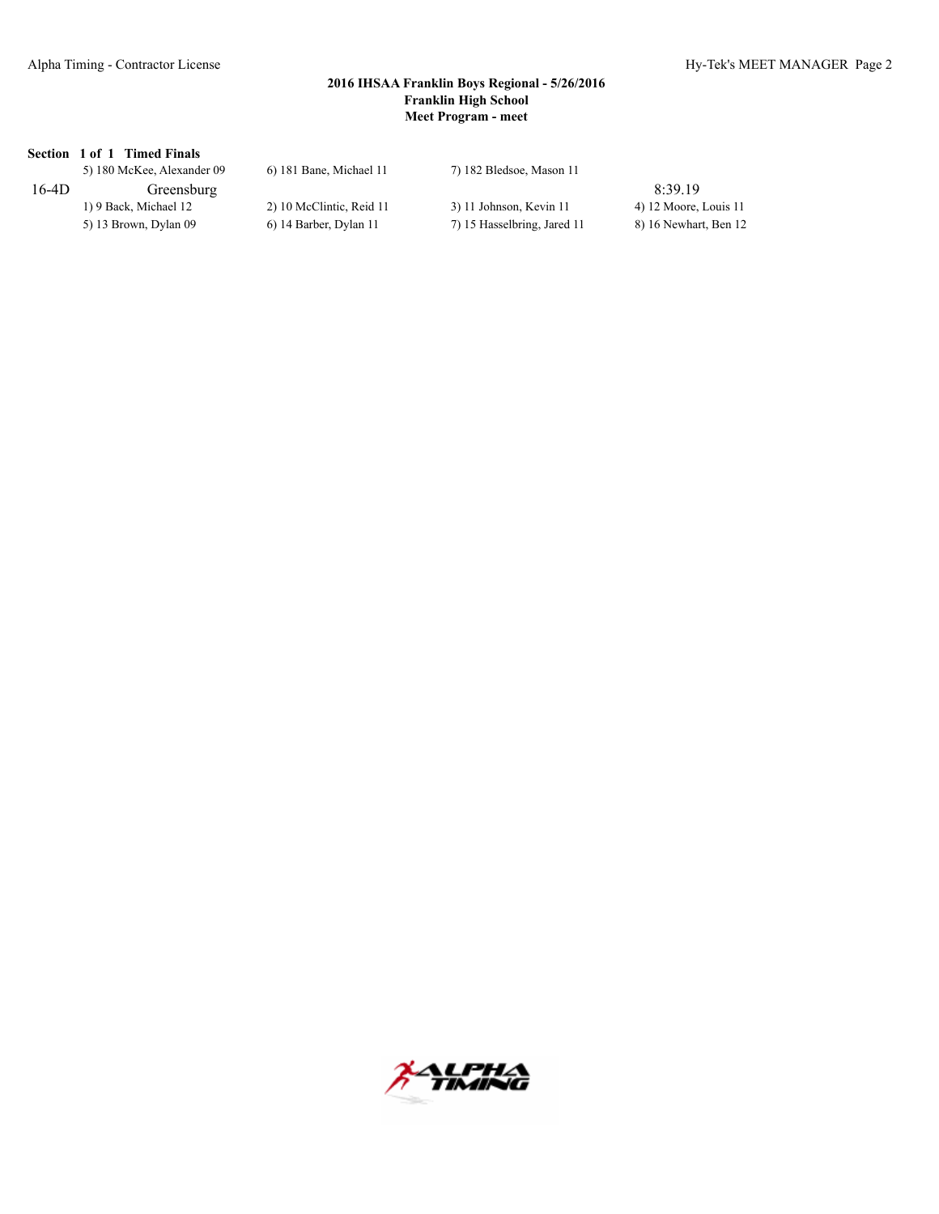**2016 IHSAA Franklin Boys Regional - 5/26/2016**
**Franklin High School**
**Meet Program - meet**

**Section 1 of 1 Timed Finals**

| | | | | |
|---|---|---|---|---|
| | 5) 180 McKee, Alexander 09 | 6) 181 Bane, Michael 11 | 7) 182 Bledsoe, Mason 11 | |
| 16-4D | Greensburg | | | 8:39.19 |
| | 1) 9 Back, Michael 12 | 2) 10 McClintic, Reid 11 | 3) 11 Johnson, Kevin 11 | 4) 12 Moore, Louis 11 |
| | 5) 13 Brown, Dylan 09 | 6) 14 Barber, Dylan 11 | 7) 15 Hasselbring, Jared 11 | 8) 16 Newhart, Ben 12 |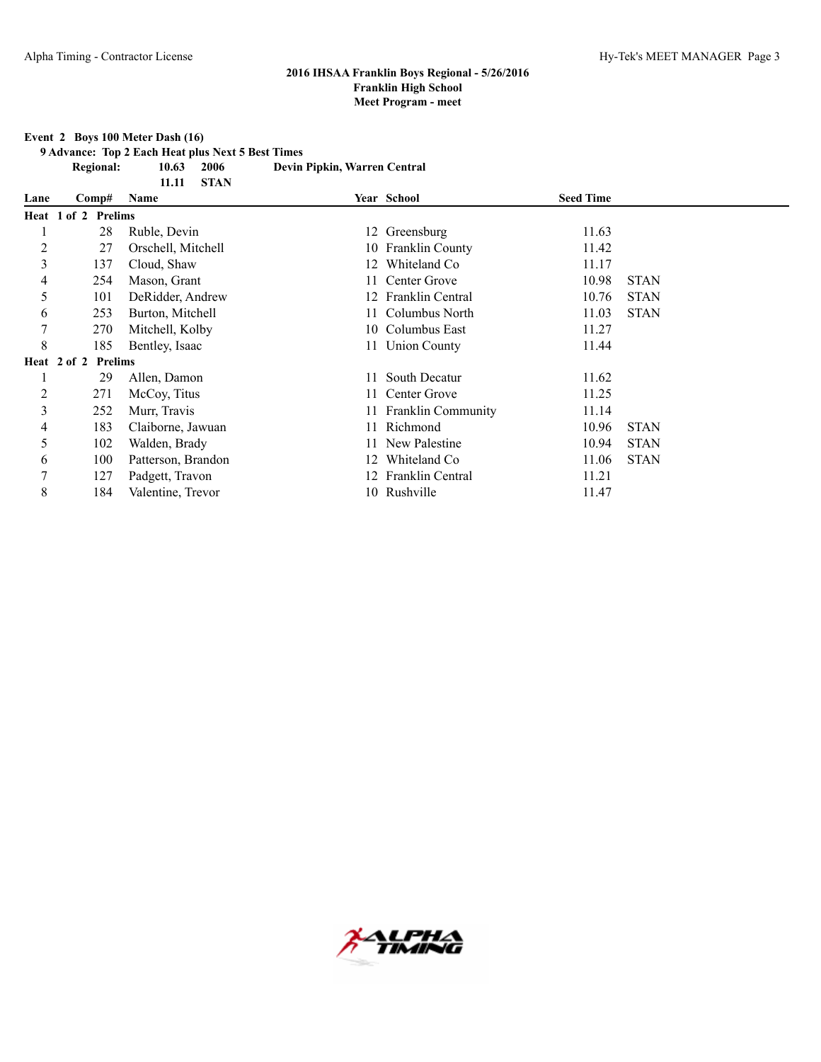**2016 IHSAA Franklin Boys Regional - 5/26/2016**
**Franklin High School**
**Meet Program - meet**

**Event 2 Boys 100 Meter Dash (16)**

**9 Advance: Top 2 Each Heat plus Next 5 Best Times**

| | | | |
|---|---|---|---|
| **Regional:** | **10.63** | **2006** | **Devin Pipkin, Warren Central** |
| | **11.11** | **STAN** | |

| Lane | Comp# | Name | Year | School | Seed Time | |
|---|---|---|---|---|---|---|
| **Heat 1 of 2 Prelims** | | | | | | |
| 1 | 28 | Ruble, Devin | 12 | Greensburg | 11.63 | |
| 2 | 27 | Orschell, Mitchell | 10 | Franklin County | 11.42 | |
| 3 | 137 | Cloud, Shaw | 12 | Whiteland Co | 11.17 | |
| 4 | 254 | Mason, Grant | 11 | Center Grove | 10.98 | STAN |
| 5 | 101 | DeRidder, Andrew | 12 | Franklin Central | 10.76 | STAN |
| 6 | 253 | Burton, Mitchell | 11 | Columbus North | 11.03 | STAN |
| 7 | 270 | Mitchell, Kolby | 10 | Columbus East | 11.27 | |
| 8 | 185 | Bentley, Isaac | 11 | Union County | 11.44 | |
| **Heat 2 of 2 Prelims** | | | | | | |
| 1 | 29 | Allen, Damon | 11 | South Decatur | 11.62 | |
| 2 | 271 | McCoy, Titus | 11 | Center Grove | 11.25 | |
| 3 | 252 | Murr, Travis | 11 | Franklin Community | 11.14 | |
| 4 | 183 | Claiborne, Jawuan | 11 | Richmond | 10.96 | STAN |
| 5 | 102 | Walden, Brady | 11 | New Palestine | 10.94 | STAN |
| 6 | 100 | Patterson, Brandon | 12 | Whiteland Co | 11.06 | STAN |
| 7 | 127 | Padgett, Travon | 12 | Franklin Central | 11.21 | |
| 8 | 184 | Valentine, Trevor | 10 | Rushville | 11.47 | |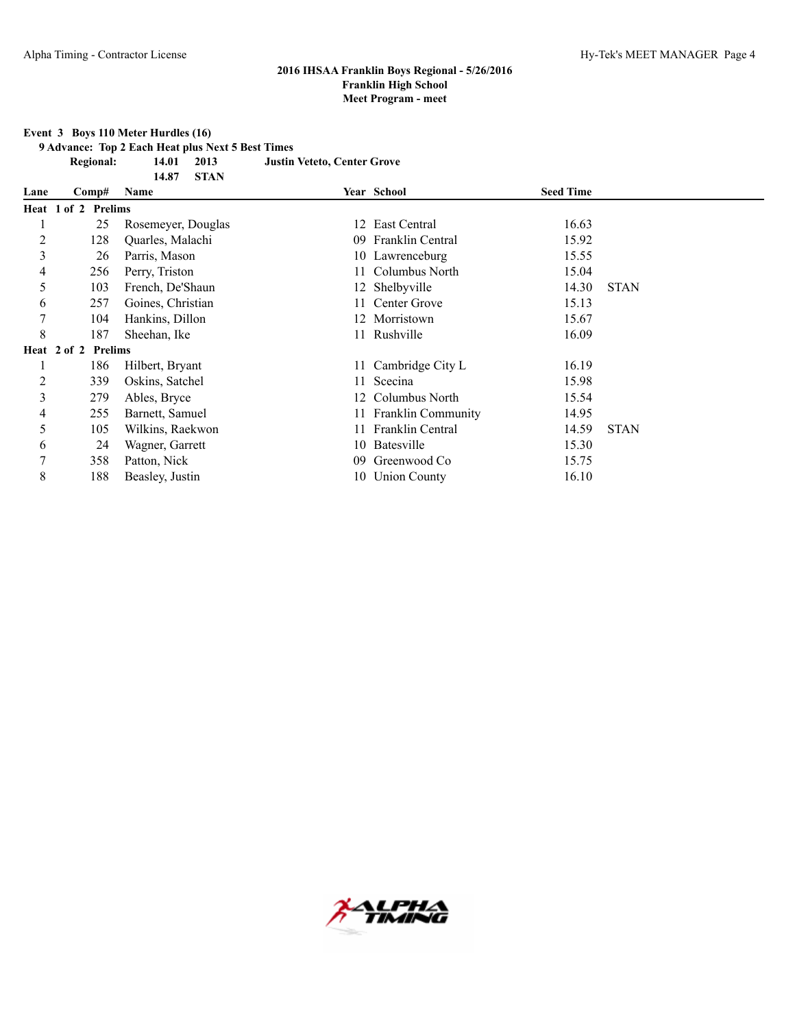### 2016 IHSAA Franklin Boys Regional - 5/26/2016
### Franklin High School
### Meet Program - meet

**Event 3 Boys 110 Meter Hurdles (16)**

**9 Advance: Top 2 Each Heat plus Next 5 Best Times**

**Regional: 14.01 2013 Justin Veteto, Center Grove**

**14.87 STAN**

| Lane | Comp# | Name | Year | School | Seed Time | |
|---|---|---|---|---|---|---|
| **Heat 1 of 2 Prelims** | | | | | | |
| 1 | 25 | Rosemeyer, Douglas | 12 | East Central | 16.63 | |
| 2 | 128 | Quarles, Malachi | 09 | Franklin Central | 15.92 | |
| 3 | 26 | Parris, Mason | 10 | Lawrenceburg | 15.55 | |
| 4 | 256 | Perry, Triston | 11 | Columbus North | 15.04 | |
| 5 | 103 | French, De'Shaun | 12 | Shelbyville | 14.30 | STAN |
| 6 | 257 | Goines, Christian | 11 | Center Grove | 15.13 | |
| 7 | 104 | Hankins, Dillon | 12 | Morristown | 15.67 | |
| 8 | 187 | Sheehan, Ike | 11 | Rushville | 16.09 | |
| **Heat 2 of 2 Prelims** | | | | | | |
| 1 | 186 | Hilbert, Bryant | 11 | Cambridge City L | 16.19 | |
| 2 | 339 | Oskins, Satchel | 11 | Scecina | 15.98 | |
| 3 | 279 | Ables, Bryce | 12 | Columbus North | 15.54 | |
| 4 | 255 | Barnett, Samuel | 11 | Franklin Community | 14.95 | |
| 5 | 105 | Wilkins, Raekwon | 11 | Franklin Central | 14.59 | STAN |
| 6 | 24 | Wagner, Garrett | 10 | Batesville | 15.30 | |
| 7 | 358 | Patton, Nick | 09 | Greenwood Co | 15.75 | |
| 8 | 188 | Beasley, Justin | 10 | Union County | 16.10 | |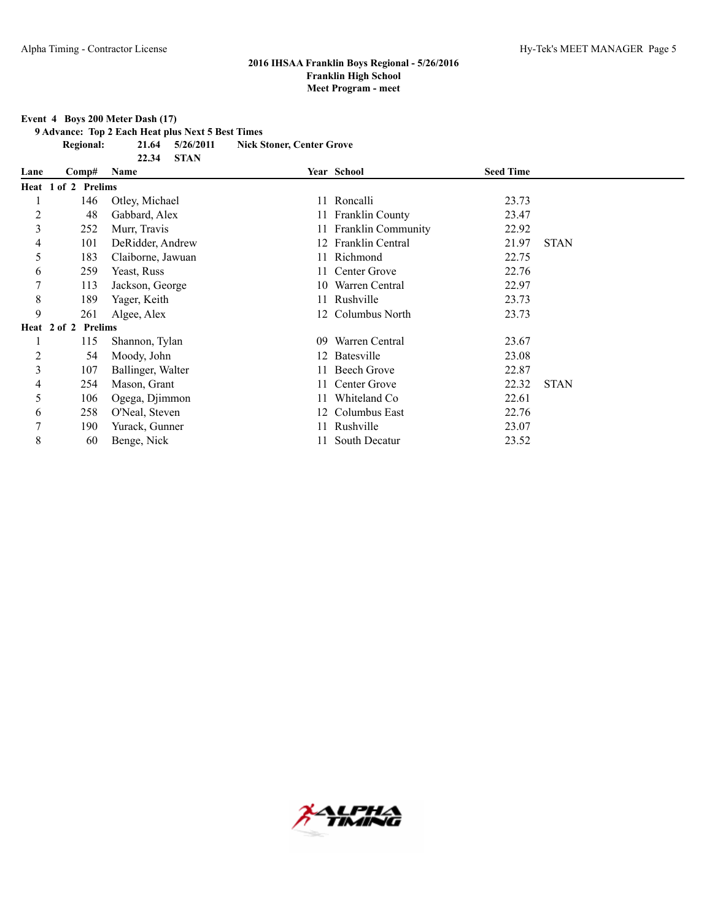## 2016 IHSAA Franklin Boys Regional - 5/26/2016
## Franklin High School
## Meet Program - meet

**Event 4 Boys 200 Meter Dash (17)**

**9 Advance: Top 2 Each Heat plus Next 5 Best Times**

**Regional: 21.64 5/26/2011 Nick Stoner, Center Grove**

**22.34 STAN**

| Lane | Comp# | Name | Year | School | Seed Time | |
|---|---|---|---|---|---|---|
| **Heat 1 of 2 Prelims** | | | | | | |
| 1 | 146 | Otley, Michael | 11 | Roncalli | 23.73 | |
| 2 | 48 | Gabbard, Alex | 11 | Franklin County | 23.47 | |
| 3 | 252 | Murr, Travis | 11 | Franklin Community | 22.92 | |
| 4 | 101 | DeRidder, Andrew | 12 | Franklin Central | 21.97 | STAN |
| 5 | 183 | Claiborne, Jawuan | 11 | Richmond | 22.75 | |
| 6 | 259 | Yeast, Russ | 11 | Center Grove | 22.76 | |
| 7 | 113 | Jackson, George | 10 | Warren Central | 22.97 | |
| 8 | 189 | Yager, Keith | 11 | Rushville | 23.73 | |
| 9 | 261 | Algee, Alex | 12 | Columbus North | 23.73 | |
| **Heat 2 of 2 Prelims** | | | | | | |
| 1 | 115 | Shannon, Tylan | 09 | Warren Central | 23.67 | |
| 2 | 54 | Moody, John | 12 | Batesville | 23.08 | |
| 3 | 107 | Ballinger, Walter | 11 | Beech Grove | 22.87 | |
| 4 | 254 | Mason, Grant | 11 | Center Grove | 22.32 | STAN |
| 5 | 106 | Ogega, Djimmon | 11 | Whiteland Co | 22.61 | |
| 6 | 258 | O'Neal, Steven | 12 | Columbus East | 22.76 | |
| 7 | 190 | Yurack, Gunner | 11 | Rushville | 23.07 | |
| 8 | 60 | Benge, Nick | 11 | South Decatur | 23.52 | |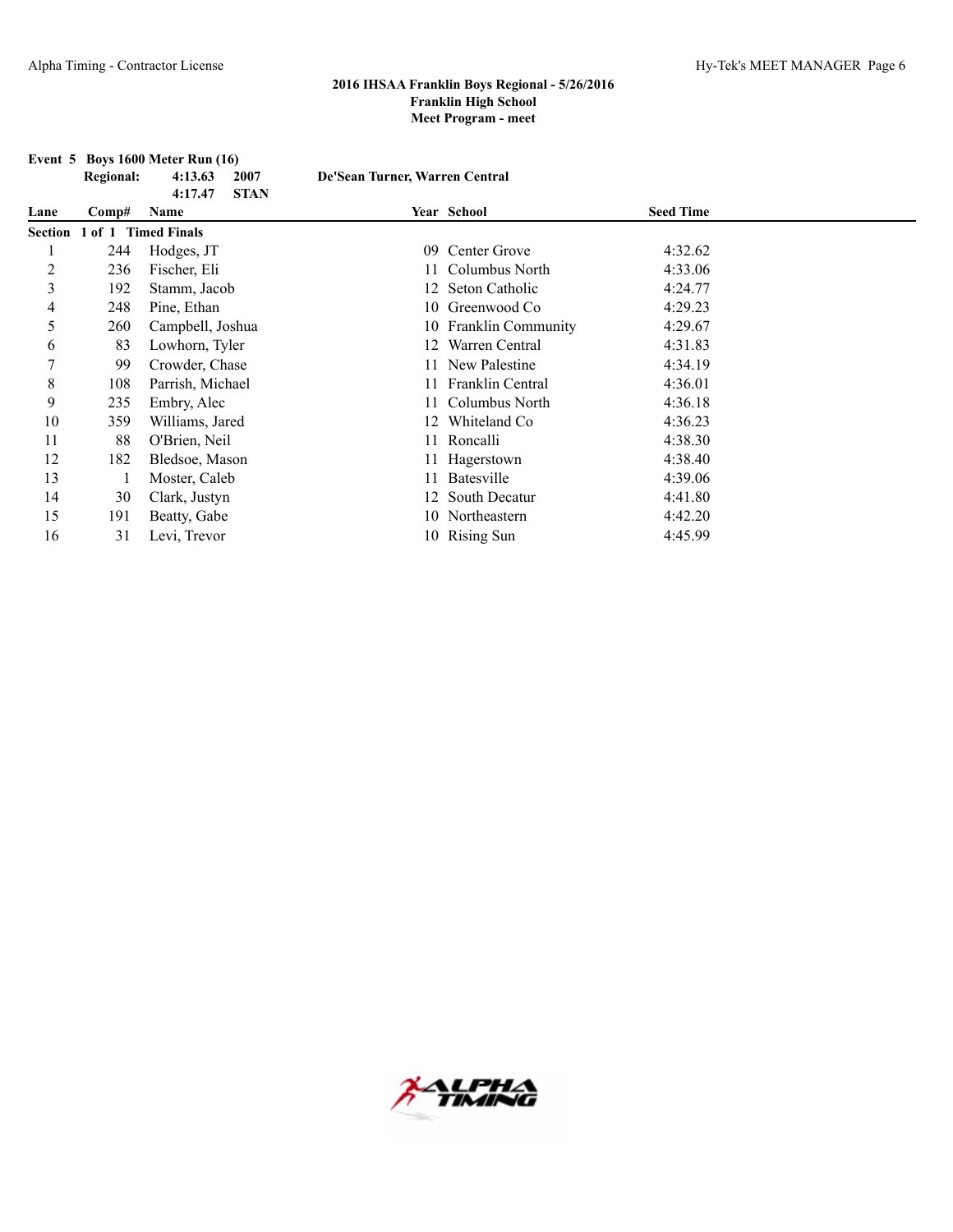**2016 IHSAA Franklin Boys Regional - 5/26/2016**
**Franklin High School**
**Meet Program - meet**

**Event 5 Boys 1600 Meter Run (16)**

| | | | |
|---|---|---|---|
| **Regional:** | **4:13.63** | **2007** | **De'Sean Turner, Warren Central** |
| | **4:17.47** | **STAN** | |

| Lane | Comp# | Name | Year | School | Seed Time |
|---|---|---|---|---|---|
| **Section 1 of 1 Timed Finals** | | | | | |
| 1 | 244 | Hodges, JT | 09 | Center Grove | 4:32.62 |
| 2 | 236 | Fischer, Eli | 11 | Columbus North | 4:33.06 |
| 3 | 192 | Stamm, Jacob | 12 | Seton Catholic | 4:24.77 |
| 4 | 248 | Pine, Ethan | 10 | Greenwood Co | 4:29.23 |
| 5 | 260 | Campbell, Joshua | 10 | Franklin Community | 4:29.67 |
| 6 | 83 | Lowhorn, Tyler | 12 | Warren Central | 4:31.83 |
| 7 | 99 | Crowder, Chase | 11 | New Palestine | 4:34.19 |
| 8 | 108 | Parrish, Michael | 11 | Franklin Central | 4:36.01 |
| 9 | 235 | Embry, Alec | 11 | Columbus North | 4:36.18 |
| 10 | 359 | Williams, Jared | 12 | Whiteland Co | 4:36.23 |
| 11 | 88 | O'Brien, Neil | 11 | Roncalli | 4:38.30 |
| 12 | 182 | Bledsoe, Mason | 11 | Hagerstown | 4:38.40 |
| 13 | 1 | Moster, Caleb | 11 | Batesville | 4:39.06 |
| 14 | 30 | Clark, Justyn | 12 | South Decatur | 4:41.80 |
| 15 | 191 | Beatty, Gabe | 10 | Northeastern | 4:42.20 |
| 16 | 31 | Levi, Trevor | 10 | Rising Sun | 4:45.99 |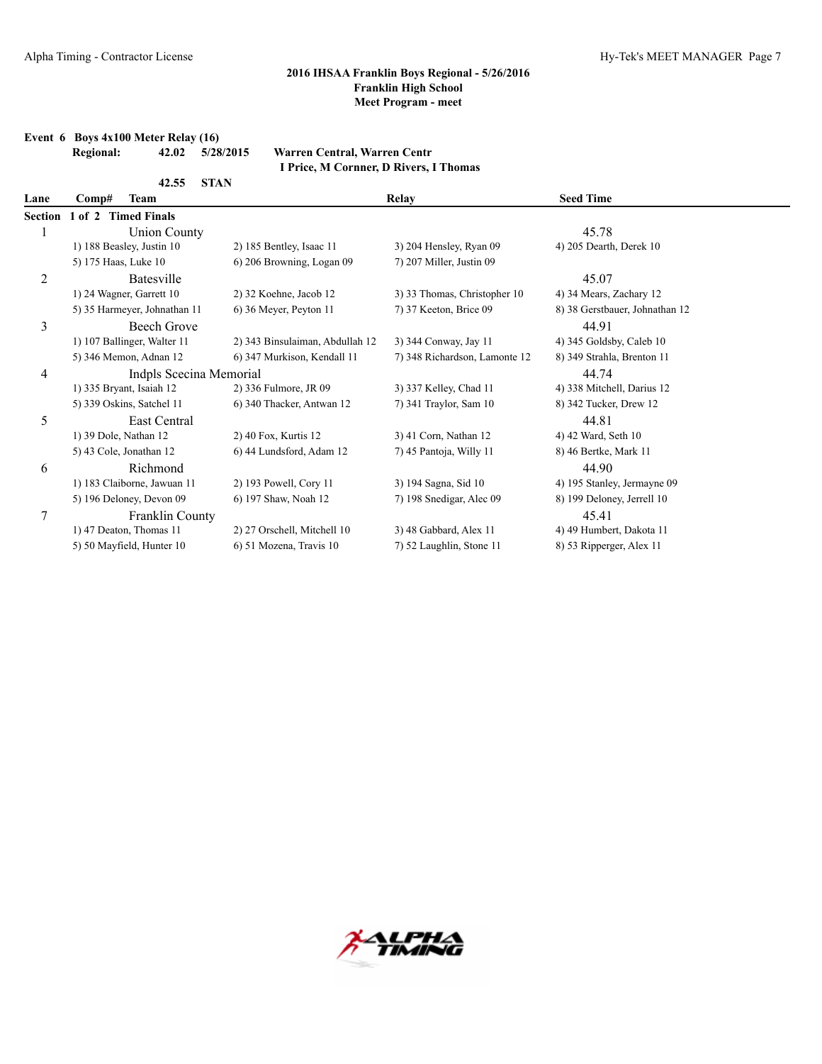**2016 IHSAA Franklin Boys Regional - 5/26/2016**
**Franklin High School**
**Meet Program - meet**

**Event 6 Boys 4x100 Meter Relay (16)**

**Regional:** **42.02** **5/28/2015** **Warren Central, Warren Centr**
**I Price, M Cornner, D Rivers, I Thomas**

**42.55 STAN**

| Lane | Comp# Team | | Relay | Seed Time |
|---|---|---|---|---|
| **Section 1 of 2 Timed Finals** | | | | |
| 1 | Union County | | | 45.78 |
| | 1) 188 Beasley, Justin 10 | 2) 185 Bentley, Isaac 11 | 3) 204 Hensley, Ryan 09 | 4) 205 Dearth, Derek 10 |
| | 5) 175 Haas, Luke 10 | 6) 206 Browning, Logan 09 | 7) 207 Miller, Justin 09 | |
| 2 | Batesville | | | 45.07 |
| | 1) 24 Wagner, Garrett 10 | 2) 32 Koehne, Jacob 12 | 3) 33 Thomas, Christopher 10 | 4) 34 Mears, Zachary 12 |
| | 5) 35 Harmeyer, Johnathan 11 | 6) 36 Meyer, Peyton 11 | 7) 37 Keeton, Brice 09 | 8) 38 Gerstbauer, Johnathan 12 |
| 3 | Beech Grove | | | 44.91 |
| | 1) 107 Ballinger, Walter 11 | 2) 343 Binsulaiman, Abdullah 12 | 3) 344 Conway, Jay 11 | 4) 345 Goldsby, Caleb 10 |
| | 5) 346 Memon, Adnan 12 | 6) 347 Murkison, Kendall 11 | 7) 348 Richardson, Lamonte 12 | 8) 349 Strahla, Brenton 11 |
| 4 | Indpls Scecina Memorial | | | 44.74 |
| | 1) 335 Bryant, Isaiah 12 | 2) 336 Fulmore, JR 09 | 3) 337 Kelley, Chad 11 | 4) 338 Mitchell, Darius 12 |
| | 5) 339 Oskins, Satchel 11 | 6) 340 Thacker, Antwan 12 | 7) 341 Traylor, Sam 10 | 8) 342 Tucker, Drew 12 |
| 5 | East Central | | | 44.81 |
| | 1) 39 Dole, Nathan 12 | 2) 40 Fox, Kurtis 12 | 3) 41 Corn, Nathan 12 | 4) 42 Ward, Seth 10 |
| | 5) 43 Cole, Jonathan 12 | 6) 44 Lundsford, Adam 12 | 7) 45 Pantoja, Willy 11 | 8) 46 Bertke, Mark 11 |
| 6 | Richmond | | | 44.90 |
| | 1) 183 Claiborne, Jawuan 11 | 2) 193 Powell, Cory 11 | 3) 194 Sagna, Sid 10 | 4) 195 Stanley, Jermayne 09 |
| | 5) 196 Deloney, Devon 09 | 6) 197 Shaw, Noah 12 | 7) 198 Snedigar, Alec 09 | 8) 199 Deloney, Jerrell 10 |
| 7 | Franklin County | | | 45.41 |
| | 1) 47 Deaton, Thomas 11 | 2) 27 Orschell, Mitchell 10 | 3) 48 Gabbard, Alex 11 | 4) 49 Humbert, Dakota 11 |
| | 5) 50 Mayfield, Hunter 10 | 6) 51 Mozena, Travis 10 | 7) 52 Laughlin, Stone 11 | 8) 53 Ripperger, Alex 11 |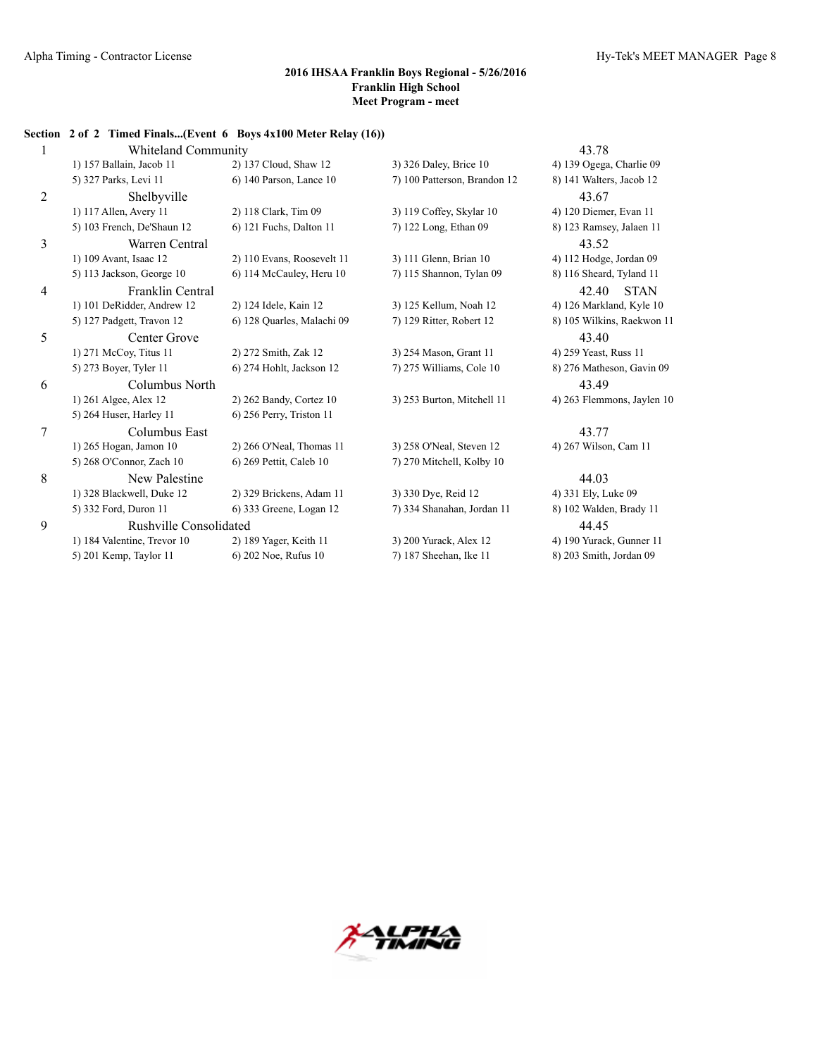**2016 IHSAA Franklin Boys Regional - 5/26/2016**
**Franklin High School**
**Meet Program - meet**

**Section 2 of 2 Timed Finals...(Event 6 Boys 4x100 Meter Relay (16))**

1 Whiteland Community 43.78
- 1) 157 Ballain, Jacob 11
- 2) 137 Cloud, Shaw 12
- 3) 326 Daley, Brice 10
- 4) 139 Ogega, Charlie 09
- 5) 327 Parks, Levi 11
- 6) 140 Parson, Lance 10
- 7) 100 Patterson, Brandon 12
- 8) 141 Walters, Jacob 12

2 Shelbyville 43.67
- 1) 117 Allen, Avery 11
- 2) 118 Clark, Tim 09
- 3) 119 Coffey, Skylar 10
- 4) 120 Diemer, Evan 11
- 5) 103 French, De'Shaun 12
- 6) 121 Fuchs, Dalton 11
- 7) 122 Long, Ethan 09
- 8) 123 Ramsey, Jalaen 11

3 Warren Central 43.52
- 1) 109 Avant, Isaac 12
- 2) 110 Evans, Roosevelt 11
- 3) 111 Glenn, Brian 10
- 4) 112 Hodge, Jordan 09
- 5) 113 Jackson, George 10
- 6) 114 McCauley, Heru 10
- 7) 115 Shannon, Tylan 09
- 8) 116 Sheard, Tyland 11

4 Franklin Central 42.40 STAN
- 1) 101 DeRidder, Andrew 12
- 2) 124 Idele, Kain 12
- 3) 125 Kellum, Noah 12
- 4) 126 Markland, Kyle 10
- 5) 127 Padgett, Travon 12
- 6) 128 Quarles, Malachi 09
- 7) 129 Ritter, Robert 12
- 8) 105 Wilkins, Raekwon 11

5 Center Grove 43.40
- 1) 271 McCoy, Titus 11
- 2) 272 Smith, Zak 12
- 3) 254 Mason, Grant 11
- 4) 259 Yeast, Russ 11
- 5) 273 Boyer, Tyler 11
- 6) 274 Hohlt, Jackson 12
- 7) 275 Williams, Cole 10
- 8) 276 Matheson, Gavin 09

6 Columbus North 43.49
- 1) 261 Algee, Alex 12
- 2) 262 Bandy, Cortez 10
- 3) 253 Burton, Mitchell 11
- 4) 263 Flemmons, Jaylen 10
- 5) 264 Huser, Harley 11
- 6) 256 Perry, Triston 11

7 Columbus East 43.77
- 1) 265 Hogan, Jamon 10
- 2) 266 O'Neal, Thomas 11
- 3) 258 O'Neal, Steven 12
- 4) 267 Wilson, Cam 11
- 5) 268 O'Connor, Zach 10
- 6) 269 Pettit, Caleb 10
- 7) 270 Mitchell, Kolby 10

8 New Palestine 44.03
- 1) 328 Blackwell, Duke 12
- 2) 329 Brickens, Adam 11
- 3) 330 Dye, Reid 12
- 4) 331 Ely, Luke 09
- 5) 332 Ford, Duron 11
- 6) 333 Greene, Logan 12
- 7) 334 Shanahan, Jordan 11
- 8) 102 Walden, Brady 11

9 Rushville Consolidated 44.45
- 1) 184 Valentine, Trevor 10
- 2) 189 Yager, Keith 11
- 3) 200 Yurack, Alex 12
- 4) 190 Yurack, Gunner 11
- 5) 201 Kemp, Taylor 11
- 6) 202 Noe, Rufus 10
- 7) 187 Sheehan, Ike 11
- 8) 203 Smith, Jordan 09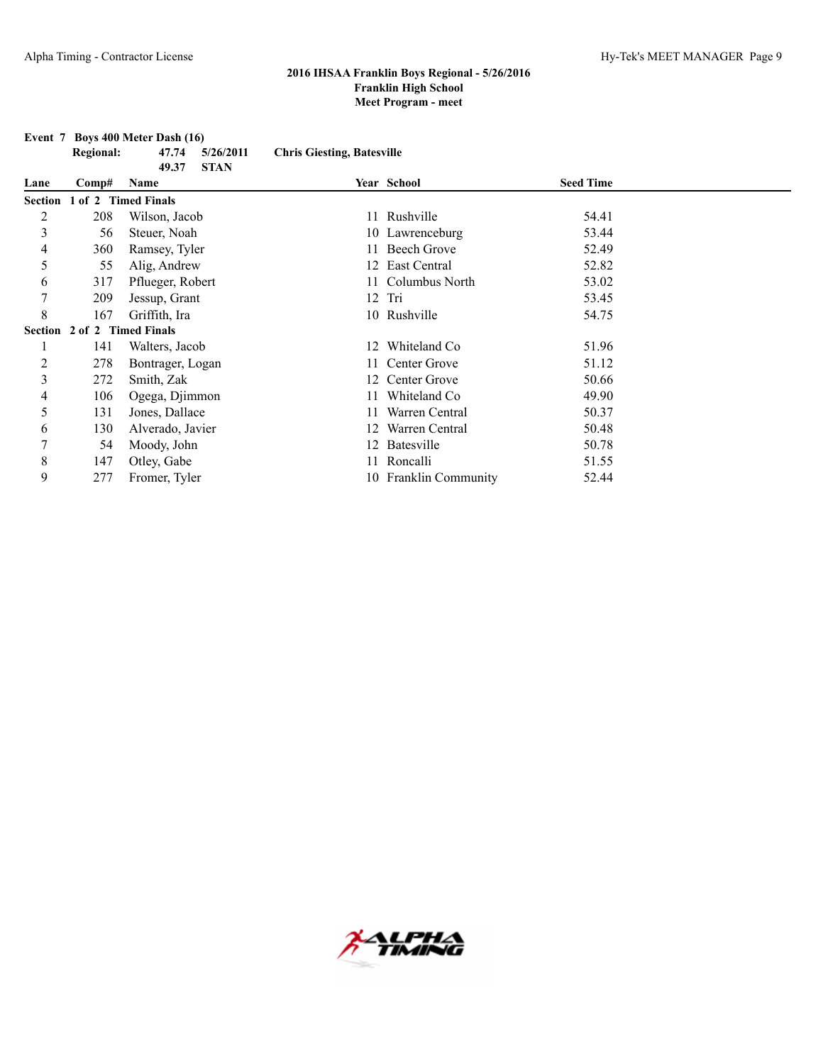**2016 IHSAA Franklin Boys Regional - 5/26/2016**
**Franklin High School**
**Meet Program - meet**

**Event 7 Boys 400 Meter Dash (16)**

**Regional:** 47.74 5/26/2011 **Chris Giesting, Batesville**
49.37 **STAN**

| Lane | Comp# | Name | Year | School | Seed Time |
|---|---|---|---|---|---|
| **Section 1 of 2 Timed Finals** | | | | | |
| 2 | 208 | Wilson, Jacob | 11 | Rushville | 54.41 |
| 3 | 56 | Steuer, Noah | 10 | Lawrenceburg | 53.44 |
| 4 | 360 | Ramsey, Tyler | 11 | Beech Grove | 52.49 |
| 5 | 55 | Alig, Andrew | 12 | East Central | 52.82 |
| 6 | 317 | Pflueger, Robert | 11 | Columbus North | 53.02 |
| 7 | 209 | Jessup, Grant | 12 | Tri | 53.45 |
| 8 | 167 | Griffith, Ira | 10 | Rushville | 54.75 |
| **Section 2 of 2 Timed Finals** | | | | | |
| 1 | 141 | Walters, Jacob | 12 | Whiteland Co | 51.96 |
| 2 | 278 | Bontrager, Logan | 11 | Center Grove | 51.12 |
| 3 | 272 | Smith, Zak | 12 | Center Grove | 50.66 |
| 4 | 106 | Ogega, Djimmon | 11 | Whiteland Co | 49.90 |
| 5 | 131 | Jones, Dallace | 11 | Warren Central | 50.37 |
| 6 | 130 | Alverado, Javier | 12 | Warren Central | 50.48 |
| 7 | 54 | Moody, John | 12 | Batesville | 50.78 |
| 8 | 147 | Otley, Gabe | 11 | Roncalli | 51.55 |
| 9 | 277 | Fromer, Tyler | 10 | Franklin Community | 52.44 |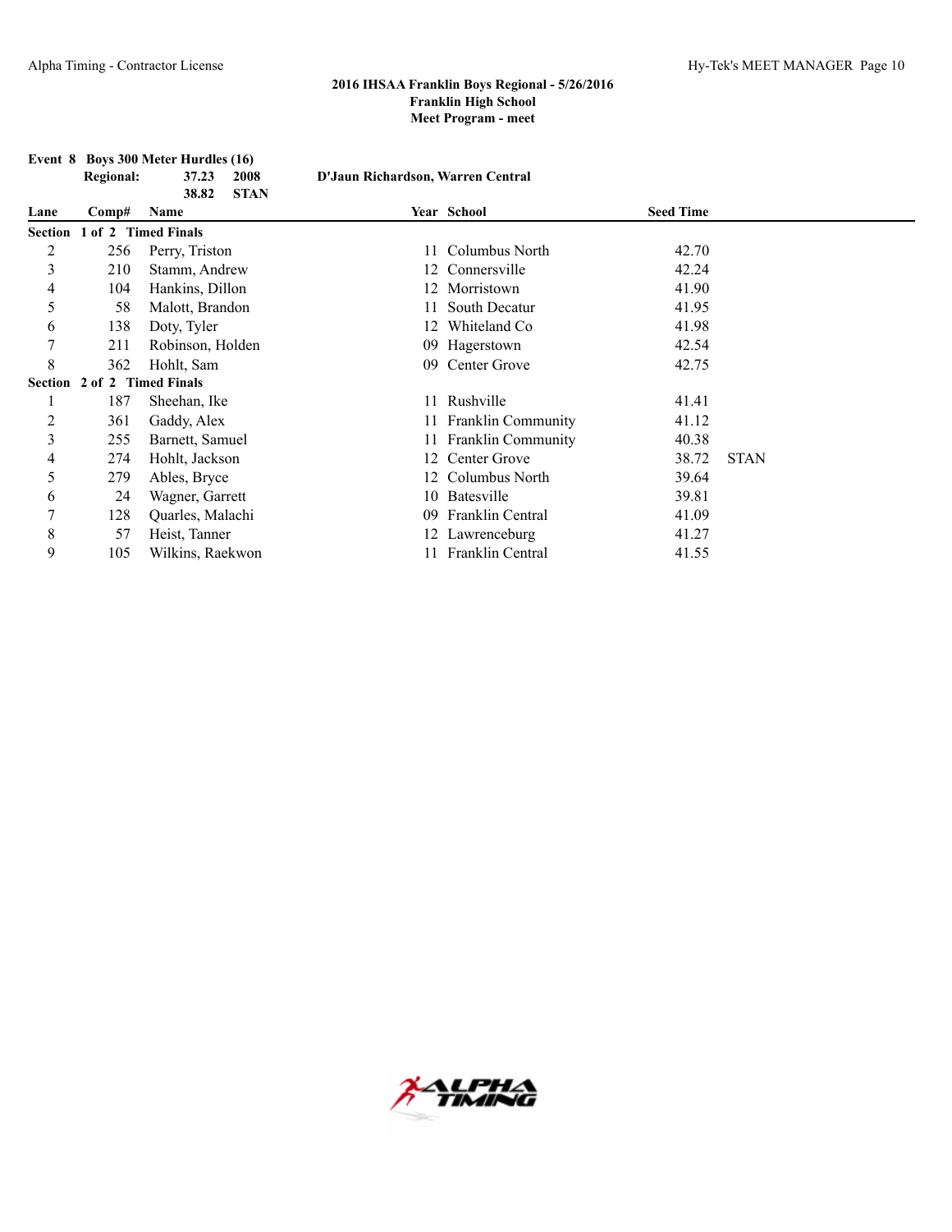## 2016 IHSAA Franklin Boys Regional - 5/26/2016
## Franklin High School
## Meet Program - meet

### Event 8 Boys 300 Meter Hurdles (16)

**Regional:** 37.23 2008 D'Jaun Richardson, Warren Central
38.82 STAN

| Lane | Comp# | Name | Year | School | Seed Time | |
|---|---|---|---|---|---|---|
| **Section 1 of 2 Timed Finals** | | | | | | |
| 2 | 256 | Perry, Triston | 11 | Columbus North | 42.70 | |
| 3 | 210 | Stamm, Andrew | 12 | Connersville | 42.24 | |
| 4 | 104 | Hankins, Dillon | 12 | Morristown | 41.90 | |
| 5 | 58 | Malott, Brandon | 11 | South Decatur | 41.95 | |
| 6 | 138 | Doty, Tyler | 12 | Whiteland Co | 41.98 | |
| 7 | 211 | Robinson, Holden | 09 | Hagerstown | 42.54 | |
| 8 | 362 | Hohlt, Sam | 09 | Center Grove | 42.75 | |
| **Section 2 of 2 Timed Finals** | | | | | | |
| 1 | 187 | Sheehan, Ike | 11 | Rushville | 41.41 | |
| 2 | 361 | Gaddy, Alex | 11 | Franklin Community | 41.12 | |
| 3 | 255 | Barnett, Samuel | 11 | Franklin Community | 40.38 | |
| 4 | 274 | Hohlt, Jackson | 12 | Center Grove | 38.72 | STAN |
| 5 | 279 | Ables, Bryce | 12 | Columbus North | 39.64 | |
| 6 | 24 | Wagner, Garrett | 10 | Batesville | 39.81 | |
| 7 | 128 | Quarles, Malachi | 09 | Franklin Central | 41.09 | |
| 8 | 57 | Heist, Tanner | 12 | Lawrenceburg | 41.27 | |
| 9 | 105 | Wilkins, Raekwon | 11 | Franklin Central | 41.55 | |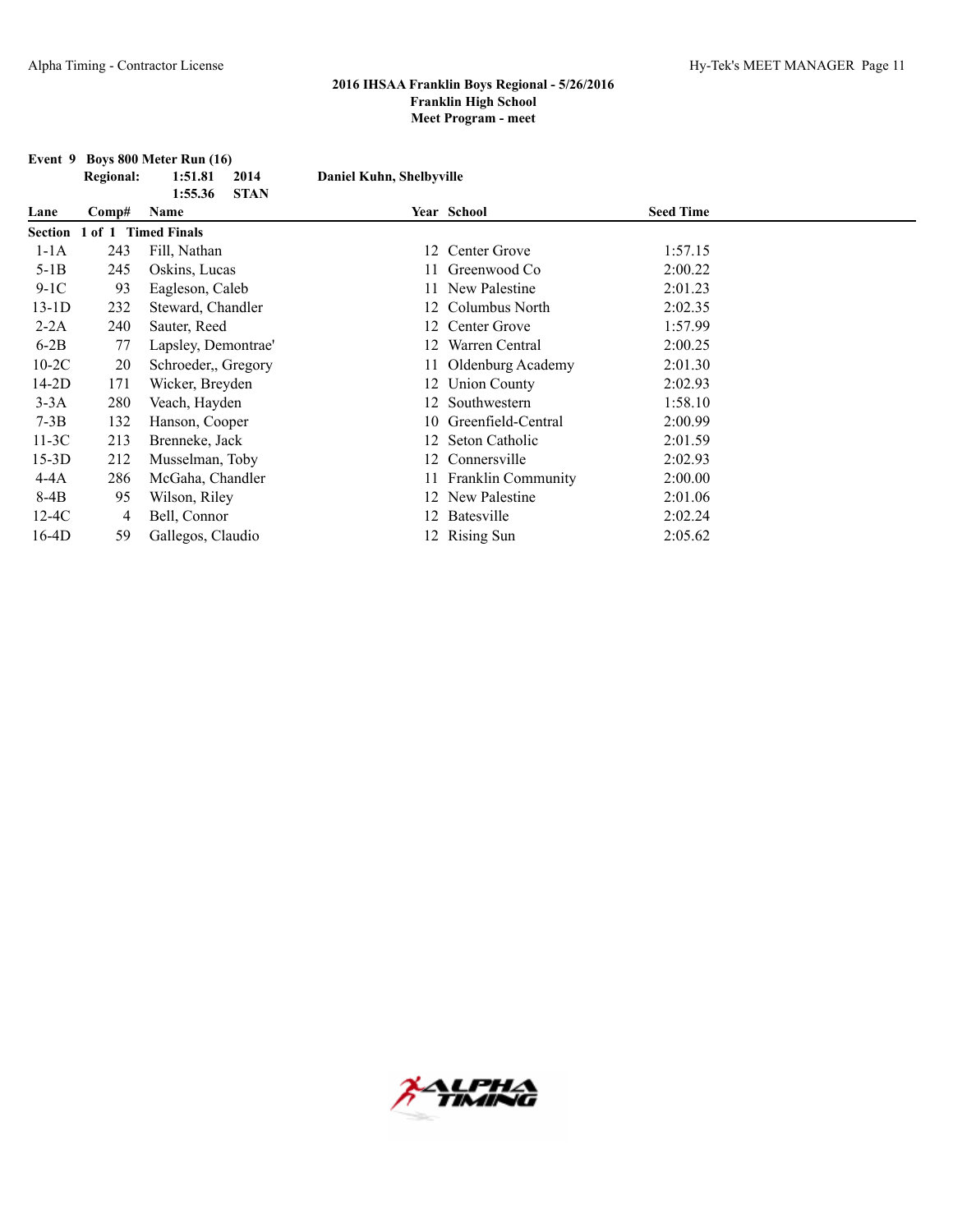## 2016 IHSAA Franklin Boys Regional - 5/26/2016
## Franklin High School
## Meet Program - meet

**Event 9 Boys 800 Meter Run (16)**

**Regional:** **1:51.81** **2014** **Daniel Kuhn, Shelbyville**
**1:55.36** **STAN**

| Lane | Comp# | Name | Year | School | Seed Time |
|---|---|---|---|---|---|
| **Section 1 of 1 Timed Finals** | | | | | |
| 1-1A | 243 | Fill, Nathan | 12 | Center Grove | 1:57.15 |
| 5-1B | 245 | Oskins, Lucas | 11 | Greenwood Co | 2:00.22 |
| 9-1C | 93 | Eagleson, Caleb | 11 | New Palestine | 2:01.23 |
| 13-1D | 232 | Steward, Chandler | 12 | Columbus North | 2:02.35 |
| 2-2A | 240 | Sauter, Reed | 12 | Center Grove | 1:57.99 |
| 6-2B | 77 | Lapsley, Demontrae' | 12 | Warren Central | 2:00.25 |
| 10-2C | 20 | Schroeder,, Gregory | 11 | Oldenburg Academy | 2:01.30 |
| 14-2D | 171 | Wicker, Breyden | 12 | Union County | 2:02.93 |
| 3-3A | 280 | Veach, Hayden | 12 | Southwestern | 1:58.10 |
| 7-3B | 132 | Hanson, Cooper | 10 | Greenfield-Central | 2:00.99 |
| 11-3C | 213 | Brenneke, Jack | 12 | Seton Catholic | 2:01.59 |
| 15-3D | 212 | Musselman, Toby | 12 | Connersville | 2:02.93 |
| 4-4A | 286 | McGaha, Chandler | 11 | Franklin Community | 2:00.00 |
| 8-4B | 95 | Wilson, Riley | 12 | New Palestine | 2:01.06 |
| 12-4C | 4 | Bell, Connor | 12 | Batesville | 2:02.24 |
| 16-4D | 59 | Gallegos, Claudio | 12 | Rising Sun | 2:05.62 |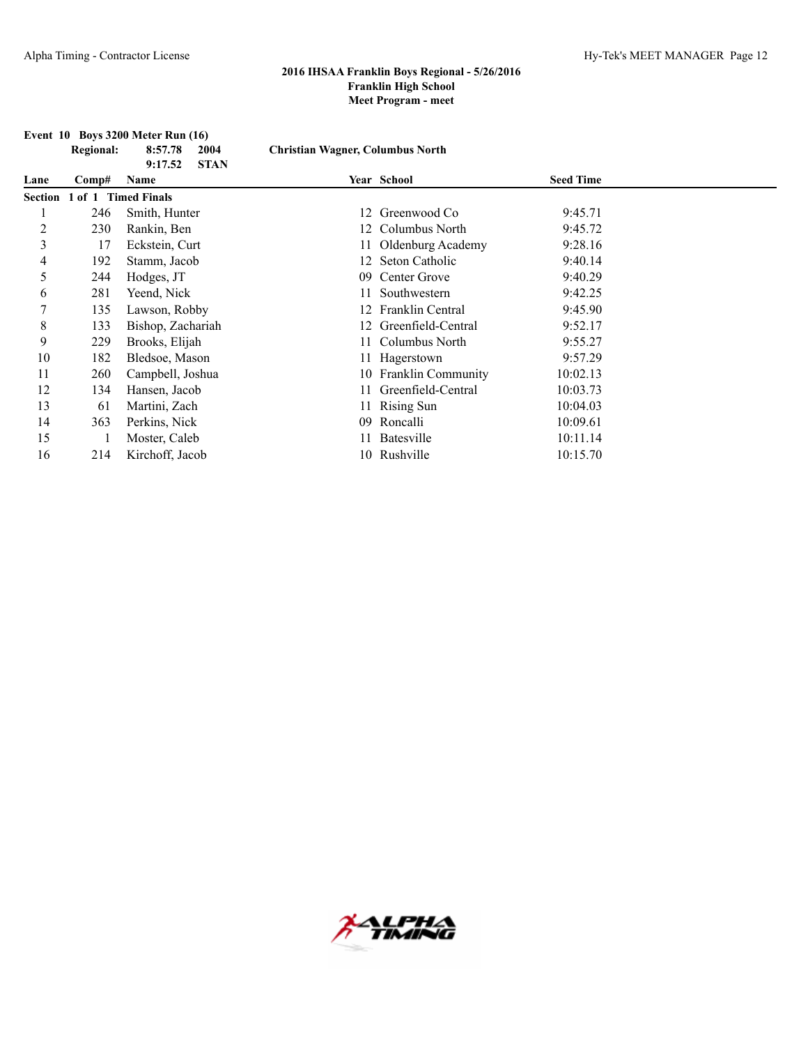## 2016 IHSAA Franklin Boys Regional - 5/26/2016
## Franklin High School
## Meet Program - meet

**Event 10 Boys 3200 Meter Run (16)**

**Regional:** 8:57.78 2004 **Christian Wagner, Columbus North**
9:17.52 STAN

| Lane | Comp# | Name | Year | School | Seed Time |
|---|---|---|---|---|---|
| **Section 1 of 1 Timed Finals** | | | | | |
| 1 | 246 | Smith, Hunter | 12 | Greenwood Co | 9:45.71 |
| 2 | 230 | Rankin, Ben | 12 | Columbus North | 9:45.72 |
| 3 | 17 | Eckstein, Curt | 11 | Oldenburg Academy | 9:28.16 |
| 4 | 192 | Stamm, Jacob | 12 | Seton Catholic | 9:40.14 |
| 5 | 244 | Hodges, JT | 09 | Center Grove | 9:40.29 |
| 6 | 281 | Yeend, Nick | 11 | Southwestern | 9:42.25 |
| 7 | 135 | Lawson, Robby | 12 | Franklin Central | 9:45.90 |
| 8 | 133 | Bishop, Zachariah | 12 | Greenfield-Central | 9:52.17 |
| 9 | 229 | Brooks, Elijah | 11 | Columbus North | 9:55.27 |
| 10 | 182 | Bledsoe, Mason | 11 | Hagerstown | 9:57.29 |
| 11 | 260 | Campbell, Joshua | 10 | Franklin Community | 10:02.13 |
| 12 | 134 | Hansen, Jacob | 11 | Greenfield-Central | 10:03.73 |
| 13 | 61 | Martini, Zach | 11 | Rising Sun | 10:04.03 |
| 14 | 363 | Perkins, Nick | 09 | Roncalli | 10:09.61 |
| 15 | 1 | Moster, Caleb | 11 | Batesville | 10:11.14 |
| 16 | 214 | Kirchoff, Jacob | 10 | Rushville | 10:15.70 |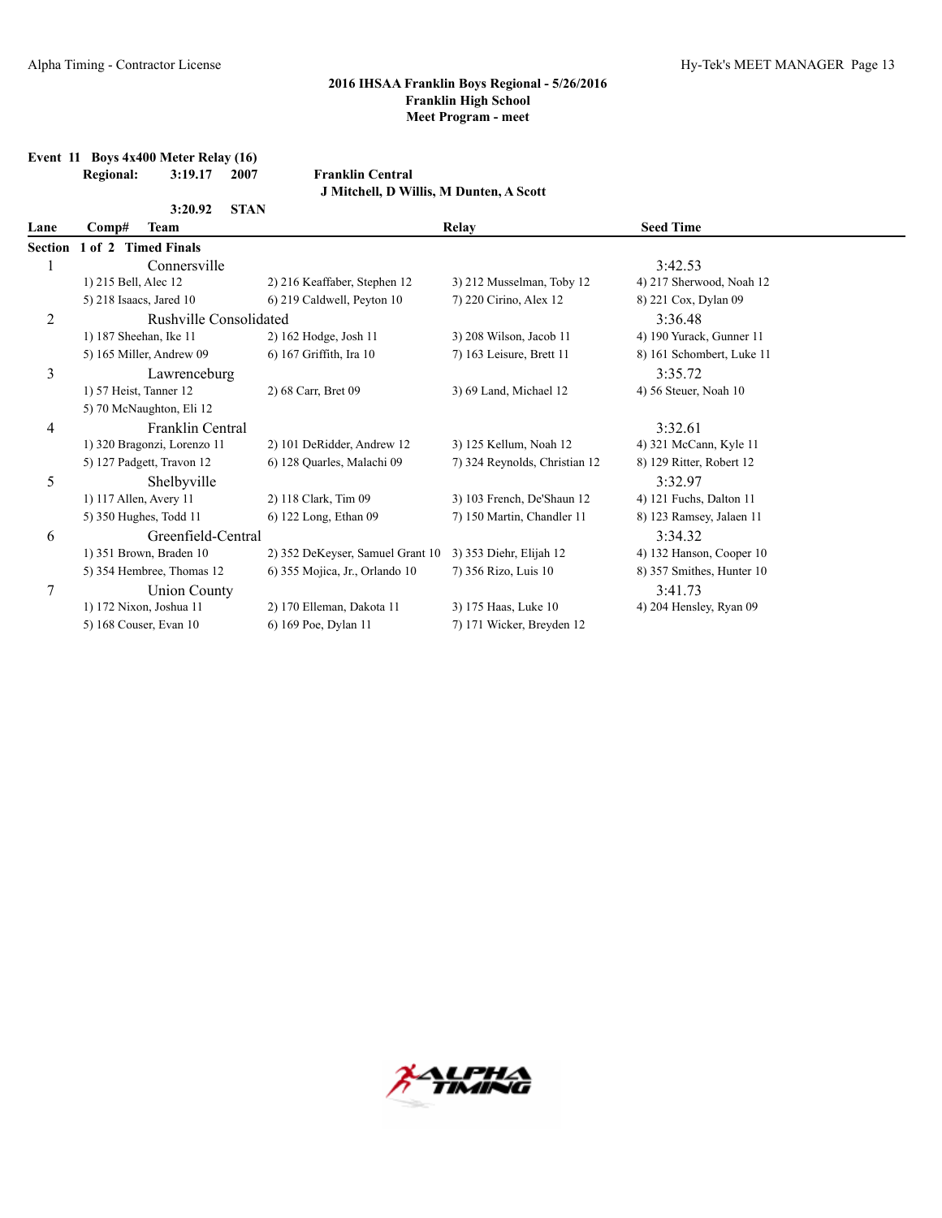## 2016 IHSAA Franklin Boys Regional - 5/26/2016
## Franklin High School
## Meet Program - meet

**Event 11 Boys 4x400 Meter Relay (16)**

**Regional: 3:19.17 2007 Franklin Central**
**J Mitchell, D Willis, M Dunten, A Scott**

**3:20.92 STAN**

| Lane | Comp# Team | | Relay | Seed Time |
|---|---|---|---|---|
| **Section 1 of 2 Timed Finals** | | | | |
| 1 | Connersville | | | 3:42.53 |
| | 1) 215 Bell, Alec 12 | 2) 216 Keaffaber, Stephen 12 | 3) 212 Musselman, Toby 12 | 4) 217 Sherwood, Noah 12 |
| | 5) 218 Isaacs, Jared 10 | 6) 219 Caldwell, Peyton 10 | 7) 220 Cirino, Alex 12 | 8) 221 Cox, Dylan 09 |
| 2 | Rushville Consolidated | | | 3:36.48 |
| | 1) 187 Sheehan, Ike 11 | 2) 162 Hodge, Josh 11 | 3) 208 Wilson, Jacob 11 | 4) 190 Yurack, Gunner 11 |
| | 5) 165 Miller, Andrew 09 | 6) 167 Griffith, Ira 10 | 7) 163 Leisure, Brett 11 | 8) 161 Schombert, Luke 11 |
| 3 | Lawrenceburg | | | 3:35.72 |
| | 1) 57 Heist, Tanner 12 | 2) 68 Carr, Bret 09 | 3) 69 Land, Michael 12 | 4) 56 Steuer, Noah 10 |
| | 5) 70 McNaughton, Eli 12 | | | |
| 4 | Franklin Central | | | 3:32.61 |
| | 1) 320 Bragonzi, Lorenzo 11 | 2) 101 DeRidder, Andrew 12 | 3) 125 Kellum, Noah 12 | 4) 321 McCann, Kyle 11 |
| | 5) 127 Padgett, Travon 12 | 6) 128 Quarles, Malachi 09 | 7) 324 Reynolds, Christian 12 | 8) 129 Ritter, Robert 12 |
| 5 | Shelbyville | | | 3:32.97 |
| | 1) 117 Allen, Avery 11 | 2) 118 Clark, Tim 09 | 3) 103 French, De'Shaun 12 | 4) 121 Fuchs, Dalton 11 |
| | 5) 350 Hughes, Todd 11 | 6) 122 Long, Ethan 09 | 7) 150 Martin, Chandler 11 | 8) 123 Ramsey, Jalaen 11 |
| 6 | Greenfield-Central | | | 3:34.32 |
| | 1) 351 Brown, Braden 10 | 2) 352 DeKeyser, Samuel Grant 10 | 3) 353 Diehr, Elijah 12 | 4) 132 Hanson, Cooper 10 |
| | 5) 354 Hembree, Thomas 12 | 6) 355 Mojica, Jr., Orlando 10 | 7) 356 Rizo, Luis 10 | 8) 357 Smithes, Hunter 10 |
| 7 | Union County | | | 3:41.73 |
| | 1) 172 Nixon, Joshua 11 | 2) 170 Elleman, Dakota 11 | 3) 175 Haas, Luke 10 | 4) 204 Hensley, Ryan 09 |
| | 5) 168 Couser, Evan 10 | 6) 169 Poe, Dylan 11 | 7) 171 Wicker, Breyden 12 | |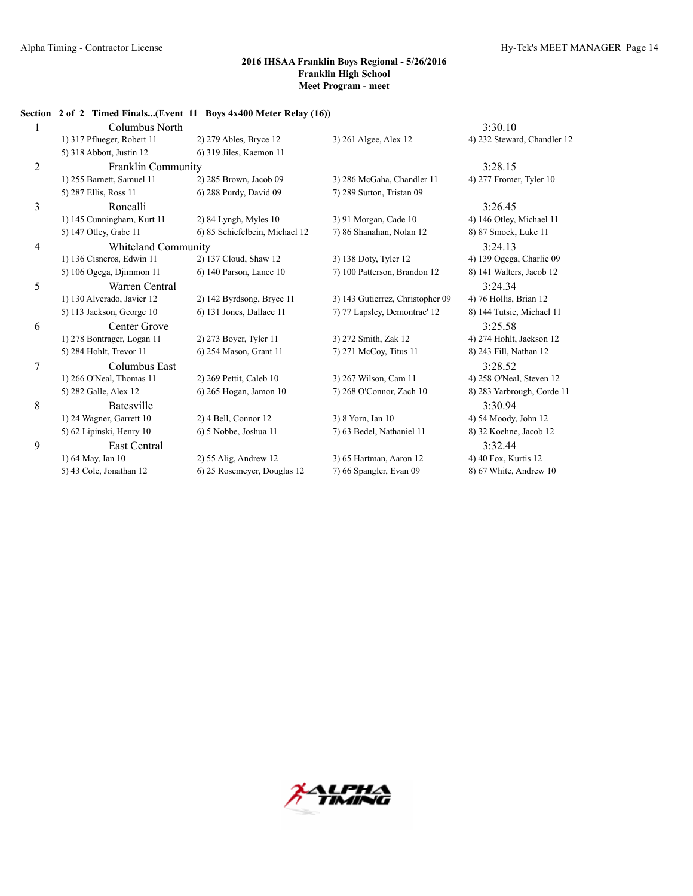## 2016 IHSAA Franklin Boys Regional - 5/26/2016
### Franklin High School
### Meet Program - meet

**Section 2 of 2 Timed Finals...(Event 11 Boys 4x400 Meter Relay (16))**

| Lane | Team | | | Seed |
|---|---|---|---|---|
| 1 | Columbus North | | | 3:30.10 |
| | 1) 317 Pflueger, Robert 11 | 2) 279 Ables, Bryce 12 | 3) 261 Algee, Alex 12 | 4) 232 Steward, Chandler 12 |
| | 5) 318 Abbott, Justin 12 | 6) 319 Jiles, Kaemon 11 | | |
| 2 | Franklin Community | | | 3:28.15 |
| | 1) 255 Barnett, Samuel 11 | 2) 285 Brown, Jacob 09 | 3) 286 McGaha, Chandler 11 | 4) 277 Fromer, Tyler 10 |
| | 5) 287 Ellis, Ross 11 | 6) 288 Purdy, David 09 | 7) 289 Sutton, Tristan 09 | |
| 3 | Roncalli | | | 3:26.45 |
| | 1) 145 Cunningham, Kurt 11 | 2) 84 Lyngh, Myles 10 | 3) 91 Morgan, Cade 10 | 4) 146 Otley, Michael 11 |
| | 5) 147 Otley, Gabe 11 | 6) 85 Schiefelbein, Michael 12 | 7) 86 Shanahan, Nolan 12 | 8) 87 Smock, Luke 11 |
| 4 | Whiteland Community | | | 3:24.13 |
| | 1) 136 Cisneros, Edwin 11 | 2) 137 Cloud, Shaw 12 | 3) 138 Doty, Tyler 12 | 4) 139 Ogega, Charlie 09 |
| | 5) 106 Ogega, Djimmon 11 | 6) 140 Parson, Lance 10 | 7) 100 Patterson, Brandon 12 | 8) 141 Walters, Jacob 12 |
| 5 | Warren Central | | | 3:24.34 |
| | 1) 130 Alverado, Javier 12 | 2) 142 Byrdsong, Bryce 11 | 3) 143 Gutierrez, Christopher 09 | 4) 76 Hollis, Brian 12 |
| | 5) 113 Jackson, George 10 | 6) 131 Jones, Dallace 11 | 7) 77 Lapsley, Demontrae' 12 | 8) 144 Tutsie, Michael 11 |
| 6 | Center Grove | | | 3:25.58 |
| | 1) 278 Bontrager, Logan 11 | 2) 273 Boyer, Tyler 11 | 3) 272 Smith, Zak 12 | 4) 274 Hohlt, Jackson 12 |
| | 5) 284 Hohlt, Trevor 11 | 6) 254 Mason, Grant 11 | 7) 271 McCoy, Titus 11 | 8) 243 Fill, Nathan 12 |
| 7 | Columbus East | | | 3:28.52 |
| | 1) 266 O'Neal, Thomas 11 | 2) 269 Pettit, Caleb 10 | 3) 267 Wilson, Cam 11 | 4) 258 O'Neal, Steven 12 |
| | 5) 282 Galle, Alex 12 | 6) 265 Hogan, Jamon 10 | 7) 268 O'Connor, Zach 10 | 8) 283 Yarbrough, Corde 11 |
| 8 | Batesville | | | 3:30.94 |
| | 1) 24 Wagner, Garrett 10 | 2) 4 Bell, Connor 12 | 3) 8 Yorn, Ian 10 | 4) 54 Moody, John 12 |
| | 5) 62 Lipinski, Henry 10 | 6) 5 Nobbe, Joshua 11 | 7) 63 Bedel, Nathaniel 11 | 8) 32 Koehne, Jacob 12 |
| 9 | East Central | | | 3:32.44 |
| | 1) 64 May, Ian 10 | 2) 55 Alig, Andrew 12 | 3) 65 Hartman, Aaron 12 | 4) 40 Fox, Kurtis 12 |
| | 5) 43 Cole, Jonathan 12 | 6) 25 Rosemeyer, Douglas 12 | 7) 66 Spangler, Evan 09 | 8) 67 White, Andrew 10 |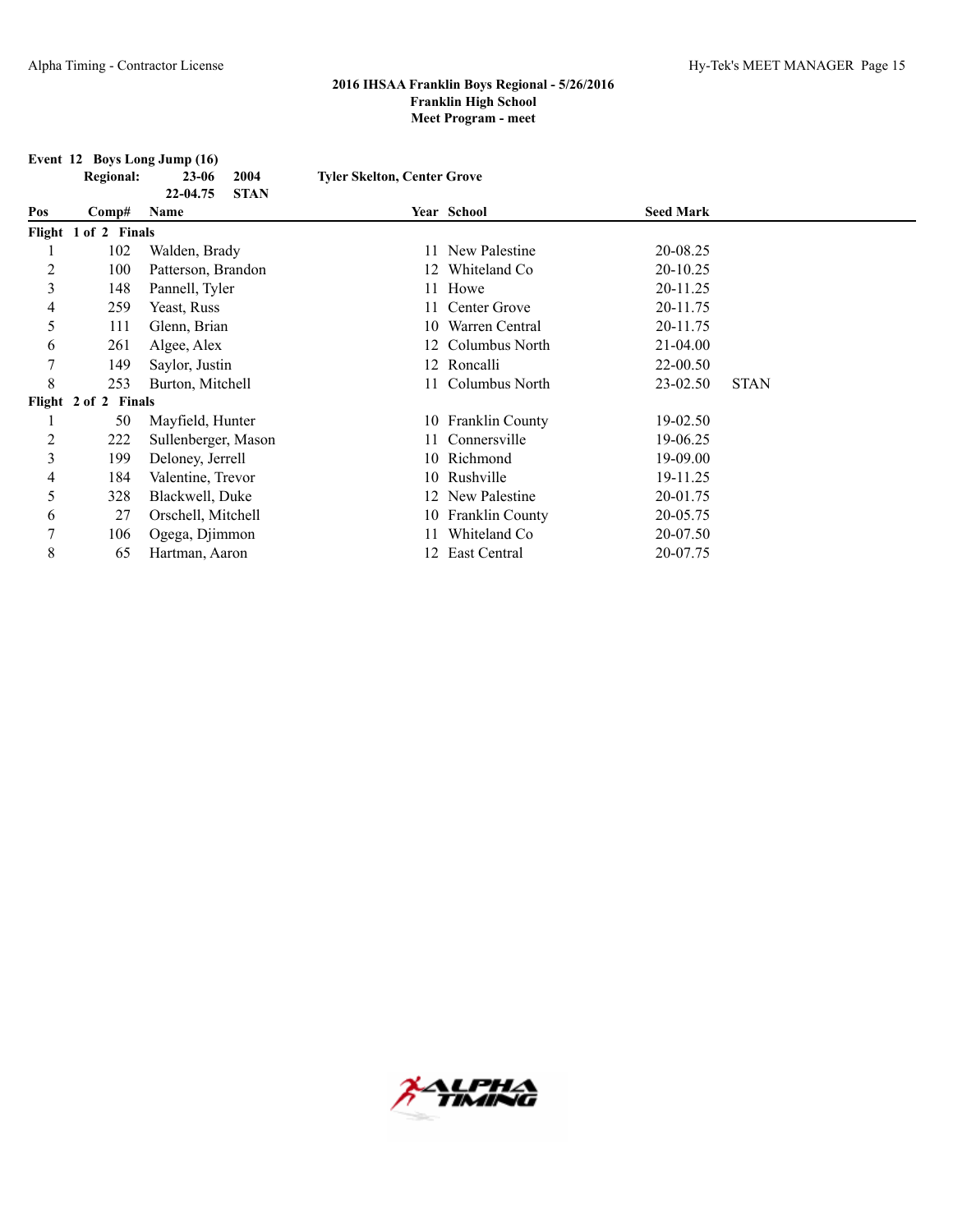**2016 IHSAA Franklin Boys Regional - 5/26/2016**
**Franklin High School**
**Meet Program - meet**

**Event 12 Boys Long Jump (16)**

| | | | | |
|---|---|---|---|---|
| **Regional:** | **23-06** | **2004** | **Tyler Skelton, Center Grove** | |
| | **22-04.75** | **STAN** | | |

| Pos | Comp# | Name | Year | School | Seed Mark | |
|---|---|---|---|---|---|---|
| **Flight 1 of 2 Finals** | | | | | | |
| 1 | 102 | Walden, Brady | 11 | New Palestine | 20-08.25 | |
| 2 | 100 | Patterson, Brandon | 12 | Whiteland Co | 20-10.25 | |
| 3 | 148 | Pannell, Tyler | 11 | Howe | 20-11.25 | |
| 4 | 259 | Yeast, Russ | 11 | Center Grove | 20-11.75 | |
| 5 | 111 | Glenn, Brian | 10 | Warren Central | 20-11.75 | |
| 6 | 261 | Algee, Alex | 12 | Columbus North | 21-04.00 | |
| 7 | 149 | Saylor, Justin | 12 | Roncalli | 22-00.50 | |
| 8 | 253 | Burton, Mitchell | 11 | Columbus North | 23-02.50 | STAN |
| **Flight 2 of 2 Finals** | | | | | | |
| 1 | 50 | Mayfield, Hunter | 10 | Franklin County | 19-02.50 | |
| 2 | 222 | Sullenberger, Mason | 11 | Connersville | 19-06.25 | |
| 3 | 199 | Deloney, Jerrell | 10 | Richmond | 19-09.00 | |
| 4 | 184 | Valentine, Trevor | 10 | Rushville | 19-11.25 | |
| 5 | 328 | Blackwell, Duke | 12 | New Palestine | 20-01.75 | |
| 6 | 27 | Orschell, Mitchell | 10 | Franklin County | 20-05.75 | |
| 7 | 106 | Ogega, Djimmon | 11 | Whiteland Co | 20-07.50 | |
| 8 | 65 | Hartman, Aaron | 12 | East Central | 20-07.75 | |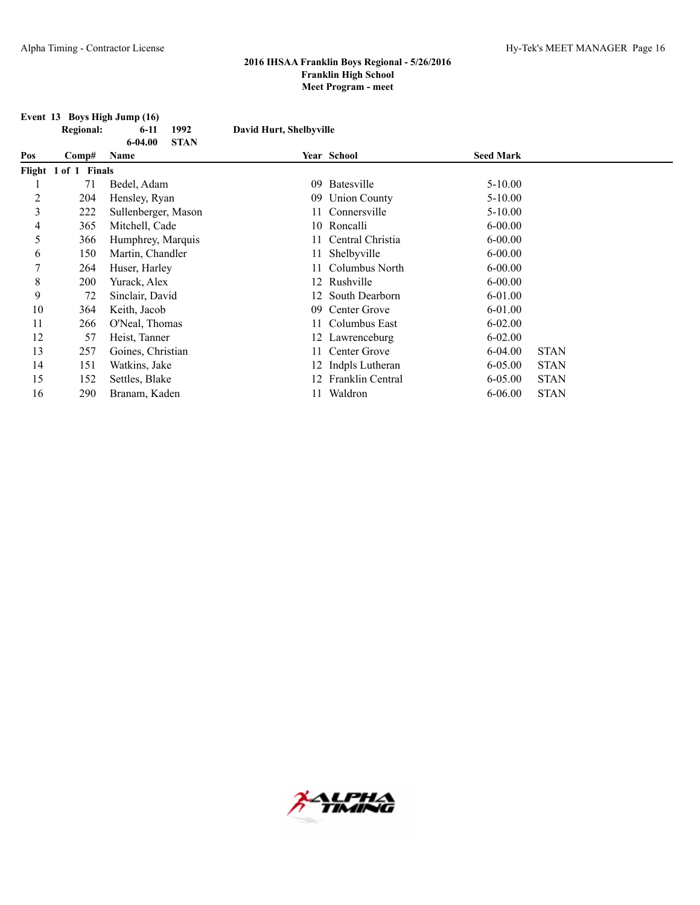**2016 IHSAA Franklin Boys Regional - 5/26/2016**
**Franklin High School**
**Meet Program - meet**

**Event 13 Boys High Jump (16)**

| | | | |
|---|---|---|---|
| **Regional:** | **6-11** | **1992** | **David Hurt, Shelbyville** |
| | **6-04.00** | **STAN** | |

| Pos | Comp# | Name | Year | School | Seed Mark | |
|---|---|---|---|---|---|---|
| **Flight 1 of 1 Finals** | | | | | | |
| 1 | 71 | Bedel, Adam | 09 | Batesville | 5-10.00 | |
| 2 | 204 | Hensley, Ryan | 09 | Union County | 5-10.00 | |
| 3 | 222 | Sullenberger, Mason | 11 | Connersville | 5-10.00 | |
| 4 | 365 | Mitchell, Cade | 10 | Roncalli | 6-00.00 | |
| 5 | 366 | Humphrey, Marquis | 11 | Central Christia | 6-00.00 | |
| 6 | 150 | Martin, Chandler | 11 | Shelbyville | 6-00.00 | |
| 7 | 264 | Huser, Harley | 11 | Columbus North | 6-00.00 | |
| 8 | 200 | Yurack, Alex | 12 | Rushville | 6-00.00 | |
| 9 | 72 | Sinclair, David | 12 | South Dearborn | 6-01.00 | |
| 10 | 364 | Keith, Jacob | 09 | Center Grove | 6-01.00 | |
| 11 | 266 | O'Neal, Thomas | 11 | Columbus East | 6-02.00 | |
| 12 | 57 | Heist, Tanner | 12 | Lawrenceburg | 6-02.00 | |
| 13 | 257 | Goines, Christian | 11 | Center Grove | 6-04.00 | STAN |
| 14 | 151 | Watkins, Jake | 12 | Indpls Lutheran | 6-05.00 | STAN |
| 15 | 152 | Settles, Blake | 12 | Franklin Central | 6-05.00 | STAN |
| 16 | 290 | Branam, Kaden | 11 | Waldron | 6-06.00 | STAN |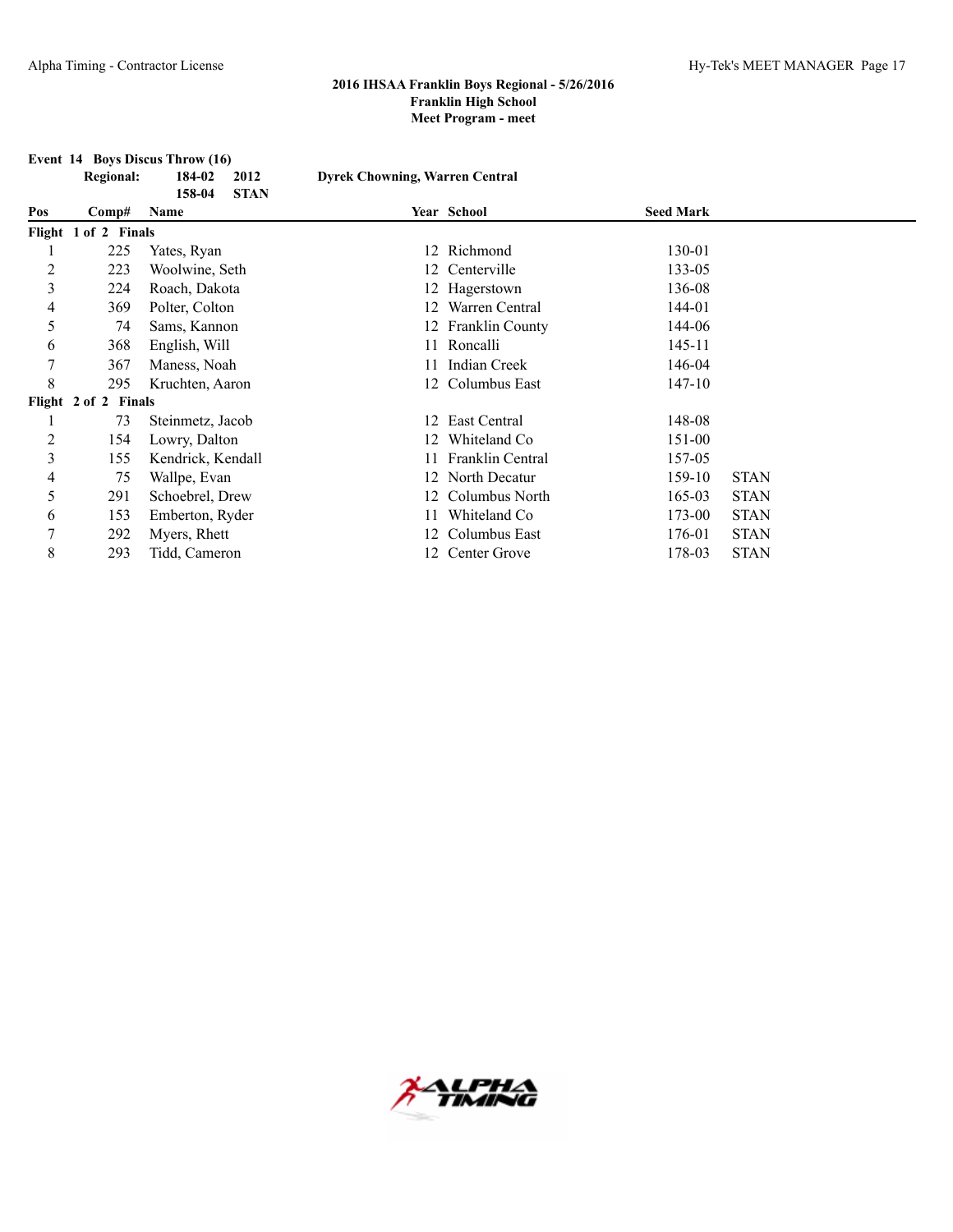**2016 IHSAA Franklin Boys Regional - 5/26/2016**
**Franklin High School**
**Meet Program - meet**

**Event 14 Boys Discus Throw (16)**

| | | | |
|---|---|---|---|
| **Regional:** | **184-02** | **2012** | **Dyrek Chowning, Warren Central** |
| | **158-04** | **STAN** | |

| Pos | Comp# | Name | Year | School | Seed Mark | |
|---|---|---|---|---|---|---|
| **Flight 1 of 2 Finals** | | | | | | |
| 1 | 225 | Yates, Ryan | 12 | Richmond | 130-01 | |
| 2 | 223 | Woolwine, Seth | 12 | Centerville | 133-05 | |
| 3 | 224 | Roach, Dakota | 12 | Hagerstown | 136-08 | |
| 4 | 369 | Polter, Colton | 12 | Warren Central | 144-01 | |
| 5 | 74 | Sams, Kannon | 12 | Franklin County | 144-06 | |
| 6 | 368 | English, Will | 11 | Roncalli | 145-11 | |
| 7 | 367 | Maness, Noah | 11 | Indian Creek | 146-04 | |
| 8 | 295 | Kruchten, Aaron | 12 | Columbus East | 147-10 | |
| **Flight 2 of 2 Finals** | | | | | | |
| 1 | 73 | Steinmetz, Jacob | 12 | East Central | 148-08 | |
| 2 | 154 | Lowry, Dalton | 12 | Whiteland Co | 151-00 | |
| 3 | 155 | Kendrick, Kendall | 11 | Franklin Central | 157-05 | |
| 4 | 75 | Wallpe, Evan | 12 | North Decatur | 159-10 | STAN |
| 5 | 291 | Schoebrel, Drew | 12 | Columbus North | 165-03 | STAN |
| 6 | 153 | Emberton, Ryder | 11 | Whiteland Co | 173-00 | STAN |
| 7 | 292 | Myers, Rhett | 12 | Columbus East | 176-01 | STAN |
| 8 | 293 | Tidd, Cameron | 12 | Center Grove | 178-03 | STAN |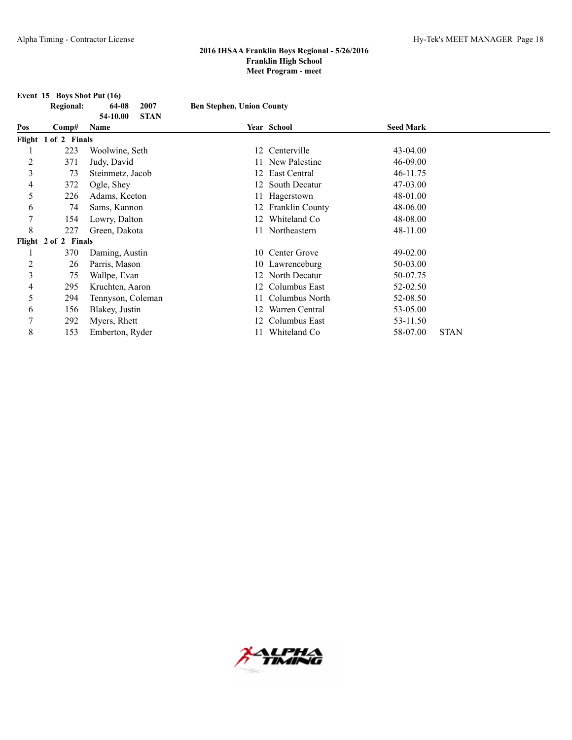## 2016 IHSAA Franklin Boys Regional - 5/26/2016
### Franklin High School
### Meet Program - meet

**Event 15 Boys Shot Put (16)**

**Regional: 64-08 2007 Ben Stephen, Union County**
**54-10.00 STAN**

| Pos | Comp# | Name | Year | School | Seed Mark | |
|---|---|---|---|---|---|---|
| **Flight 1 of 2 Finals** | | | | | | |
| 1 | 223 | Woolwine, Seth | 12 | Centerville | 43-04.00 | |
| 2 | 371 | Judy, David | 11 | New Palestine | 46-09.00 | |
| 3 | 73 | Steinmetz, Jacob | 12 | East Central | 46-11.75 | |
| 4 | 372 | Ogle, Shey | 12 | South Decatur | 47-03.00 | |
| 5 | 226 | Adams, Keeton | 11 | Hagerstown | 48-01.00 | |
| 6 | 74 | Sams, Kannon | 12 | Franklin County | 48-06.00 | |
| 7 | 154 | Lowry, Dalton | 12 | Whiteland Co | 48-08.00 | |
| 8 | 227 | Green, Dakota | 11 | Northeastern | 48-11.00 | |
| **Flight 2 of 2 Finals** | | | | | | |
| 1 | 370 | Daming, Austin | 10 | Center Grove | 49-02.00 | |
| 2 | 26 | Parris, Mason | 10 | Lawrenceburg | 50-03.00 | |
| 3 | 75 | Wallpe, Evan | 12 | North Decatur | 50-07.75 | |
| 4 | 295 | Kruchten, Aaron | 12 | Columbus East | 52-02.50 | |
| 5 | 294 | Tennyson, Coleman | 11 | Columbus North | 52-08.50 | |
| 6 | 156 | Blakey, Justin | 12 | Warren Central | 53-05.00 | |
| 7 | 292 | Myers, Rhett | 12 | Columbus East | 53-11.50 | |
| 8 | 153 | Emberton, Ryder | 11 | Whiteland Co | 58-07.00 | STAN |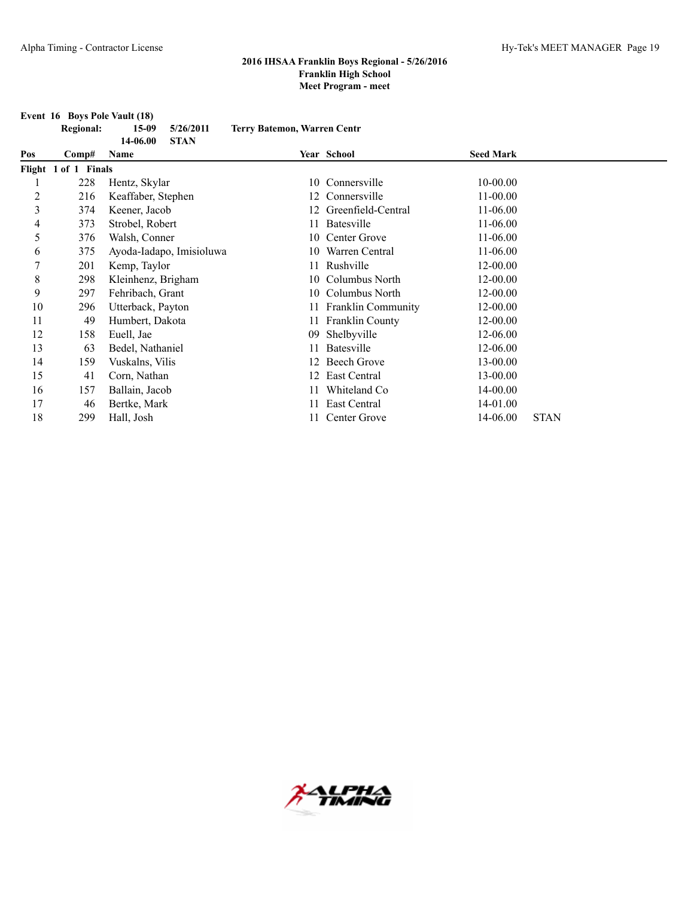## 2016 IHSAA Franklin Boys Regional - 5/26/2016
## Franklin High School
## Meet Program - meet

### Event 16 Boys Pole Vault (18)

**Regional:** 15-09 5/26/2011 Terry Batemon, Warren Centr
14-06.00 STAN

| Pos | Comp# | Name | Year | School | Seed Mark | |
|---|---|---|---|---|---|---|
| **Flight 1 of 1 Finals** | | | | | | |
| 1 | 228 | Hentz, Skylar | 10 | Connersville | 10-00.00 | |
| 2 | 216 | Keaffaber, Stephen | 12 | Connersville | 11-00.00 | |
| 3 | 374 | Keener, Jacob | 12 | Greenfield-Central | 11-06.00 | |
| 4 | 373 | Strobel, Robert | 11 | Batesville | 11-06.00 | |
| 5 | 376 | Walsh, Conner | 10 | Center Grove | 11-06.00 | |
| 6 | 375 | Ayoda-Iadapo, Imisioluwa | 10 | Warren Central | 11-06.00 | |
| 7 | 201 | Kemp, Taylor | 11 | Rushville | 12-00.00 | |
| 8 | 298 | Kleinhenz, Brigham | 10 | Columbus North | 12-00.00 | |
| 9 | 297 | Fehribach, Grant | 10 | Columbus North | 12-00.00 | |
| 10 | 296 | Utterback, Payton | 11 | Franklin Community | 12-00.00 | |
| 11 | 49 | Humbert, Dakota | 11 | Franklin County | 12-00.00 | |
| 12 | 158 | Euell, Jae | 09 | Shelbyville | 12-06.00 | |
| 13 | 63 | Bedel, Nathaniel | 11 | Batesville | 12-06.00 | |
| 14 | 159 | Vuskalns, Vilis | 12 | Beech Grove | 13-00.00 | |
| 15 | 41 | Corn, Nathan | 12 | East Central | 13-00.00 | |
| 16 | 157 | Ballain, Jacob | 11 | Whiteland Co | 14-00.00 | |
| 17 | 46 | Bertke, Mark | 11 | East Central | 14-01.00 | |
| 18 | 299 | Hall, Josh | 11 | Center Grove | 14-06.00 | STAN |